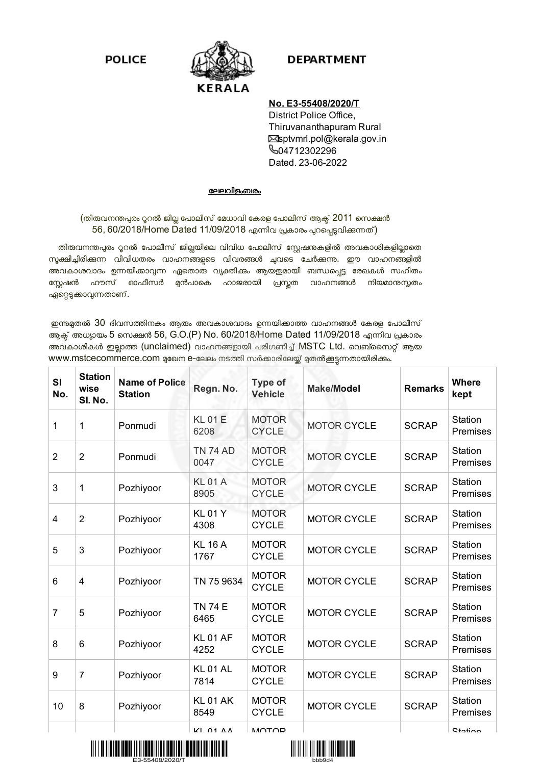**POLICE DEPARTMENT**

**KERALA**

**No. E3-55408/2020/T**
District Police Office,
Thiruvananthapuram Rural
sptvmrl.pol@kerala.gov.in
04712302296
Dated. 23-06-2022

**ലേലവിളംബരം**

(തിരുവനന്തപുരം റൂറൽ ജില്ല പോലീസ് മേധാവി കേരള പോലീസ് ആക്ട് 2011 സെക്ഷൻ 56, 60/2018/Home Dated 11/09/2018 എന്നിവ പ്രകാരം പുറപ്പെടുവിക്കുന്നത്)

തിരുവനന്തപുരം റൂറൽ പോലീസ് ജില്ലയിലെ വിവിധ പോലീസ് സ്റ്റേഷനുകളിൽ അവകാശികളില്ലാതെ സൂക്ഷിച്ചിരിക്കുന്ന വിവിധതരം വാഹനങ്ങളുടെ വിവരങ്ങൾ ചുവടെ ചേർക്കുന്നു. ഈ വാഹനങ്ങളിൽ അവകാശവാദം ഉന്നയിക്കാവുന്ന ഏതൊരു വ്യക്തിക്കും ആയതുമായി ബന്ധപ്പെട്ട രേഖകൾ സഹിതം സ്റ്റേഷൻ ഹൗസ് ഓഫീസർ മുൻപാകെ ഹാജരായി പ്രസ്തുത വാഹനങ്ങൾ നിയമാനുസൃതം ഏറ്റെടുക്കാവുന്നതാണ്.

ഇന്നുമുതൽ 30 ദിവസത്തിനകം ആരും അവകാശവാദം ഉന്നയിക്കാത്ത വാഹനങ്ങൾ കേരള പോലീസ് ആക്ട് അധ്യായം 5 സെക്ഷൻ 56, G.O.(P) No. 60/2018/Home Dated 11/09/2018 എന്നിവ പ്രകാരം അവകാശികൾ ഇല്ലാത്ത (unclaimed) വാഹനങ്ങളായി പരിഗണിച്ച് MSTC Ltd. വെബ്സൈറ്റ് ആയ www.mstcecommerce.com മുഖേന e-ലേലം നടത്തി സർക്കാരിലേയ്ക്ക് മുതൽക്കൂട്ടുന്നതായിരിക്കും.

| Sl No. | Station wise Sl. No. | Name of Police Station | Regn. No. | Type of Vehicle | Make/Model | Remarks | Where kept |
|---|---|---|---|---|---|---|---|
| 1 | 1 | Ponmudi | KL 01 E 6208 | MOTOR CYCLE | MOTOR CYCLE | SCRAP | Station Premises |
| 2 | 2 | Ponmudi | TN 74 AD 0047 | MOTOR CYCLE | MOTOR CYCLE | SCRAP | Station Premises |
| 3 | 1 | Pozhiyoor | KL 01 A 8905 | MOTOR CYCLE | MOTOR CYCLE | SCRAP | Station Premises |
| 4 | 2 | Pozhiyoor | KL 01 Y 4308 | MOTOR CYCLE | MOTOR CYCLE | SCRAP | Station Premises |
| 5 | 3 | Pozhiyoor | KL 16 A 1767 | MOTOR CYCLE | MOTOR CYCLE | SCRAP | Station Premises |
| 6 | 4 | Pozhiyoor | TN 75 9634 | MOTOR CYCLE | MOTOR CYCLE | SCRAP | Station Premises |
| 7 | 5 | Pozhiyoor | TN 74 E 6465 | MOTOR CYCLE | MOTOR CYCLE | SCRAP | Station Premises |
| 8 | 6 | Pozhiyoor | KL 01 AF 4252 | MOTOR CYCLE | MOTOR CYCLE | SCRAP | Station Premises |
| 9 | 7 | Pozhiyoor | KL 01 AL 7814 | MOTOR CYCLE | MOTOR CYCLE | SCRAP | Station Premises |
| 10 | 8 | Pozhiyoor | KL 01 AK 8549 | MOTOR CYCLE | MOTOR CYCLE | SCRAP | Station Premises |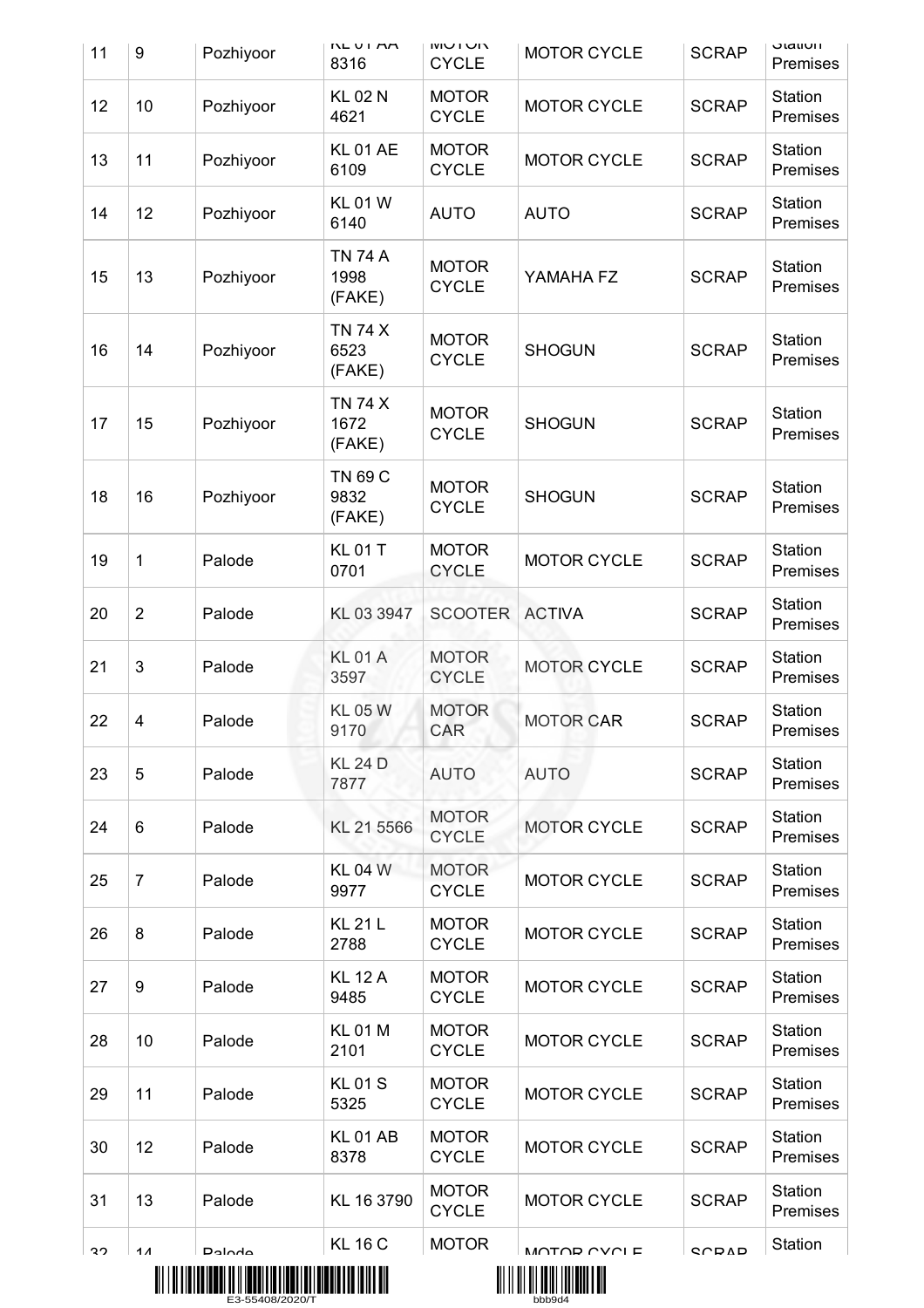| 11 | 9 | Pozhiyoor | KL 01 AA 8316 | MOTOR CYCLE | MOTOR CYCLE | SCRAP | Station Premises |
|---|---|---|---|---|---|---|---|
| 12 | 10 | Pozhiyoor | KL 02 N 4621 | MOTOR CYCLE | MOTOR CYCLE | SCRAP | Station Premises |
| 13 | 11 | Pozhiyoor | KL 01 AE 6109 | MOTOR CYCLE | MOTOR CYCLE | SCRAP | Station Premises |
| 14 | 12 | Pozhiyoor | KL 01 W 6140 | AUTO | AUTO | SCRAP | Station Premises |
| 15 | 13 | Pozhiyoor | TN 74 A 1998 (FAKE) | MOTOR CYCLE | YAMAHA FZ | SCRAP | Station Premises |
| 16 | 14 | Pozhiyoor | TN 74 X 6523 (FAKE) | MOTOR CYCLE | SHOGUN | SCRAP | Station Premises |
| 17 | 15 | Pozhiyoor | TN 74 X 1672 (FAKE) | MOTOR CYCLE | SHOGUN | SCRAP | Station Premises |
| 18 | 16 | Pozhiyoor | TN 69 C 9832 (FAKE) | MOTOR CYCLE | SHOGUN | SCRAP | Station Premises |
| 19 | 1 | Palode | KL 01 T 0701 | MOTOR CYCLE | MOTOR CYCLE | SCRAP | Station Premises |
| 20 | 2 | Palode | KL 03 3947 | SCOOTER | ACTIVA | SCRAP | Station Premises |
| 21 | 3 | Palode | KL 01 A 3597 | MOTOR CYCLE | MOTOR CYCLE | SCRAP | Station Premises |
| 22 | 4 | Palode | KL 05 W 9170 | MOTOR CAR | MOTOR CAR | SCRAP | Station Premises |
| 23 | 5 | Palode | KL 24 D 7877 | AUTO | AUTO | SCRAP | Station Premises |
| 24 | 6 | Palode | KL 21 5566 | MOTOR CYCLE | MOTOR CYCLE | SCRAP | Station Premises |
| 25 | 7 | Palode | KL 04 W 9977 | MOTOR CYCLE | MOTOR CYCLE | SCRAP | Station Premises |
| 26 | 8 | Palode | KL 21 L 2788 | MOTOR CYCLE | MOTOR CYCLE | SCRAP | Station Premises |
| 27 | 9 | Palode | KL 12 A 9485 | MOTOR CYCLE | MOTOR CYCLE | SCRAP | Station Premises |
| 28 | 10 | Palode | KL 01 M 2101 | MOTOR CYCLE | MOTOR CYCLE | SCRAP | Station Premises |
| 29 | 11 | Palode | KL 01 S 5325 | MOTOR CYCLE | MOTOR CYCLE | SCRAP | Station Premises |
| 30 | 12 | Palode | KL 01 AB 8378 | MOTOR CYCLE | MOTOR CYCLE | SCRAP | Station Premises |
| 31 | 13 | Palode | KL 16 3790 | MOTOR CYCLE | MOTOR CYCLE | SCRAP | Station Premises |
| 32 | 14 | Palode | KL 16 C | MOTOR | MOTOR CYCLE | SCRAP | Station |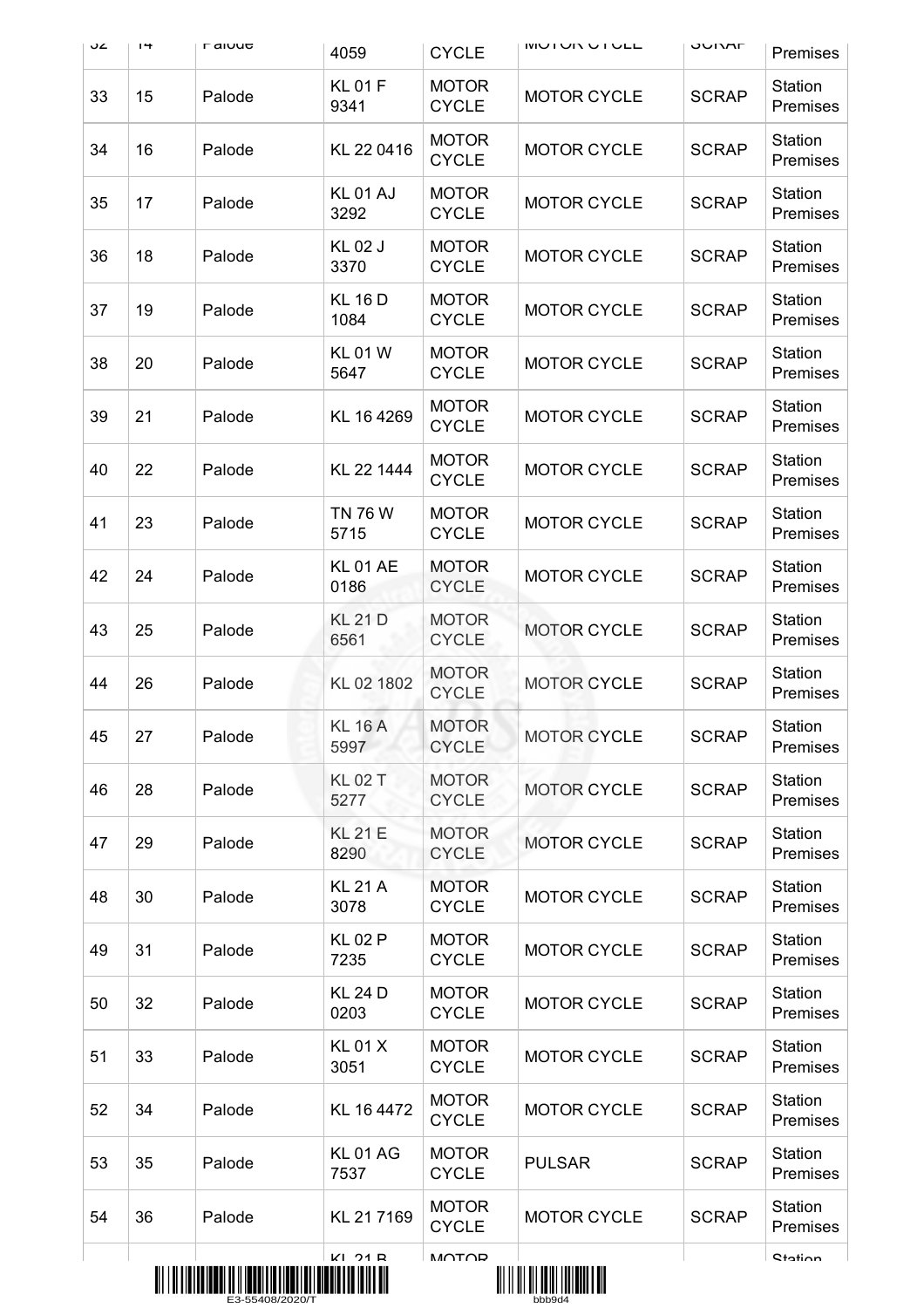| 32 | 14 | Palode | 4059 | CYCLE | MOTOR CYCLE | SCRAP | Premises |
|---|---|---|---|---|---|---|---|
| 33 | 15 | Palode | KL 01 F 9341 | MOTOR CYCLE | MOTOR CYCLE | SCRAP | Station Premises |
| 34 | 16 | Palode | KL 22 0416 | MOTOR CYCLE | MOTOR CYCLE | SCRAP | Station Premises |
| 35 | 17 | Palode | KL 01 AJ 3292 | MOTOR CYCLE | MOTOR CYCLE | SCRAP | Station Premises |
| 36 | 18 | Palode | KL 02 J 3370 | MOTOR CYCLE | MOTOR CYCLE | SCRAP | Station Premises |
| 37 | 19 | Palode | KL 16 D 1084 | MOTOR CYCLE | MOTOR CYCLE | SCRAP | Station Premises |
| 38 | 20 | Palode | KL 01 W 5647 | MOTOR CYCLE | MOTOR CYCLE | SCRAP | Station Premises |
| 39 | 21 | Palode | KL 16 4269 | MOTOR CYCLE | MOTOR CYCLE | SCRAP | Station Premises |
| 40 | 22 | Palode | KL 22 1444 | MOTOR CYCLE | MOTOR CYCLE | SCRAP | Station Premises |
| 41 | 23 | Palode | TN 76 W 5715 | MOTOR CYCLE | MOTOR CYCLE | SCRAP | Station Premises |
| 42 | 24 | Palode | KL 01 AE 0186 | MOTOR CYCLE | MOTOR CYCLE | SCRAP | Station Premises |
| 43 | 25 | Palode | KL 21 D 6561 | MOTOR CYCLE | MOTOR CYCLE | SCRAP | Station Premises |
| 44 | 26 | Palode | KL 02 1802 | MOTOR CYCLE | MOTOR CYCLE | SCRAP | Station Premises |
| 45 | 27 | Palode | KL 16 A 5997 | MOTOR CYCLE | MOTOR CYCLE | SCRAP | Station Premises |
| 46 | 28 | Palode | KL 02 T 5277 | MOTOR CYCLE | MOTOR CYCLE | SCRAP | Station Premises |
| 47 | 29 | Palode | KL 21 E 8290 | MOTOR CYCLE | MOTOR CYCLE | SCRAP | Station Premises |
| 48 | 30 | Palode | KL 21 A 3078 | MOTOR CYCLE | MOTOR CYCLE | SCRAP | Station Premises |
| 49 | 31 | Palode | KL 02 P 7235 | MOTOR CYCLE | MOTOR CYCLE | SCRAP | Station Premises |
| 50 | 32 | Palode | KL 24 D 0203 | MOTOR CYCLE | MOTOR CYCLE | SCRAP | Station Premises |
| 51 | 33 | Palode | KL 01 X 3051 | MOTOR CYCLE | MOTOR CYCLE | SCRAP | Station Premises |
| 52 | 34 | Palode | KL 16 4472 | MOTOR CYCLE | MOTOR CYCLE | SCRAP | Station Premises |
| 53 | 35 | Palode | KL 01 AG 7537 | MOTOR CYCLE | PULSAR | SCRAP | Station Premises |
| 54 | 36 | Palode | KL 21 7169 | MOTOR CYCLE | MOTOR CYCLE | SCRAP | Station Premises |
| | | | KL 21 B | MOTOR | | | Station |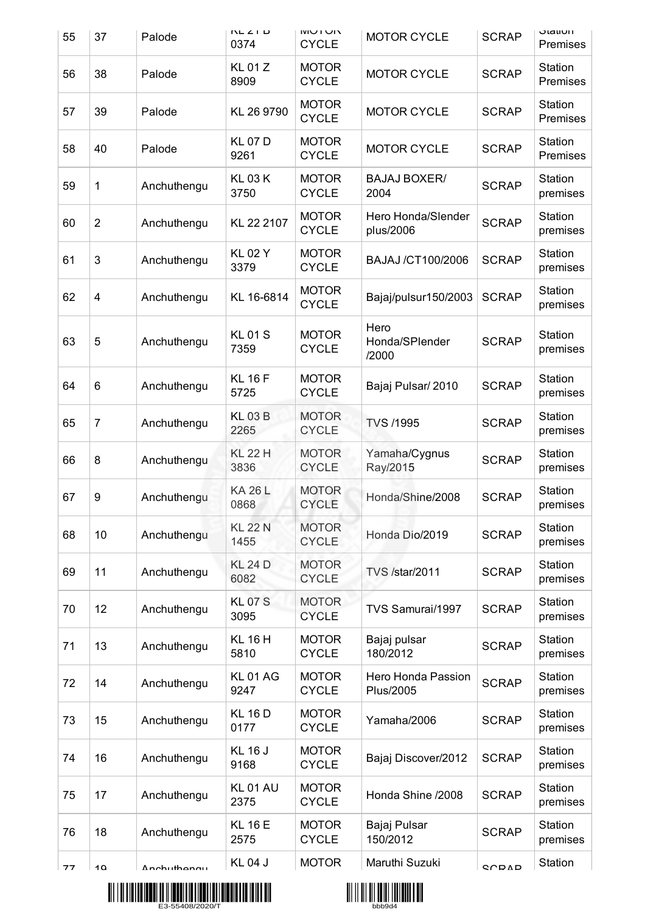| 55 | 37 | Palode | KL 21 B 0374 | MOTOR CYCLE | MOTOR CYCLE | SCRAP | Station Premises |
|---|---|---|---|---|---|---|---|
| 56 | 38 | Palode | KL 01 Z 8909 | MOTOR CYCLE | MOTOR CYCLE | SCRAP | Station Premises |
| 57 | 39 | Palode | KL 26 9790 | MOTOR CYCLE | MOTOR CYCLE | SCRAP | Station Premises |
| 58 | 40 | Palode | KL 07 D 9261 | MOTOR CYCLE | MOTOR CYCLE | SCRAP | Station Premises |
| 59 | 1 | Anchuthengu | KL 03 K 3750 | MOTOR CYCLE | BAJAJ BOXER/ 2004 | SCRAP | Station premises |
| 60 | 2 | Anchuthengu | KL 22 2107 | MOTOR CYCLE | Hero Honda/Slender plus/2006 | SCRAP | Station premises |
| 61 | 3 | Anchuthengu | KL 02 Y 3379 | MOTOR CYCLE | BAJAJ /CT100/2006 | SCRAP | Station premises |
| 62 | 4 | Anchuthengu | KL 16-6814 | MOTOR CYCLE | Bajaj/pulsur150/2003 | SCRAP | Station premises |
| 63 | 5 | Anchuthengu | KL 01 S 7359 | MOTOR CYCLE | Hero Honda/SPlender /2000 | SCRAP | Station premises |
| 64 | 6 | Anchuthengu | KL 16 F 5725 | MOTOR CYCLE | Bajaj Pulsar/ 2010 | SCRAP | Station premises |
| 65 | 7 | Anchuthengu | KL 03 B 2265 | MOTOR CYCLE | TVS /1995 | SCRAP | Station premises |
| 66 | 8 | Anchuthengu | KL 22 H 3836 | MOTOR CYCLE | Yamaha/Cygnus Ray/2015 | SCRAP | Station premises |
| 67 | 9 | Anchuthengu | KA 26 L 0868 | MOTOR CYCLE | Honda/Shine/2008 | SCRAP | Station premises |
| 68 | 10 | Anchuthengu | KL 22 N 1455 | MOTOR CYCLE | Honda Dio/2019 | SCRAP | Station premises |
| 69 | 11 | Anchuthengu | KL 24 D 6082 | MOTOR CYCLE | TVS /star/2011 | SCRAP | Station premises |
| 70 | 12 | Anchuthengu | KL 07 S 3095 | MOTOR CYCLE | TVS Samurai/1997 | SCRAP | Station premises |
| 71 | 13 | Anchuthengu | KL 16 H 5810 | MOTOR CYCLE | Bajaj pulsar 180/2012 | SCRAP | Station premises |
| 72 | 14 | Anchuthengu | KL 01 AG 9247 | MOTOR CYCLE | Hero Honda Passion Plus/2005 | SCRAP | Station premises |
| 73 | 15 | Anchuthengu | KL 16 D 0177 | MOTOR CYCLE | Yamaha/2006 | SCRAP | Station premises |
| 74 | 16 | Anchuthengu | KL 16 J 9168 | MOTOR CYCLE | Bajaj Discover/2012 | SCRAP | Station premises |
| 75 | 17 | Anchuthengu | KL 01 AU 2375 | MOTOR CYCLE | Honda Shine /2008 | SCRAP | Station premises |
| 76 | 18 | Anchuthengu | KL 16 E 2575 | MOTOR CYCLE | Bajaj Pulsar 150/2012 | SCRAP | Station premises |
| 77 | 19 | Anchuthengu | KL 04 J | MOTOR | Maruthi Suzuki | SCRAP | Station |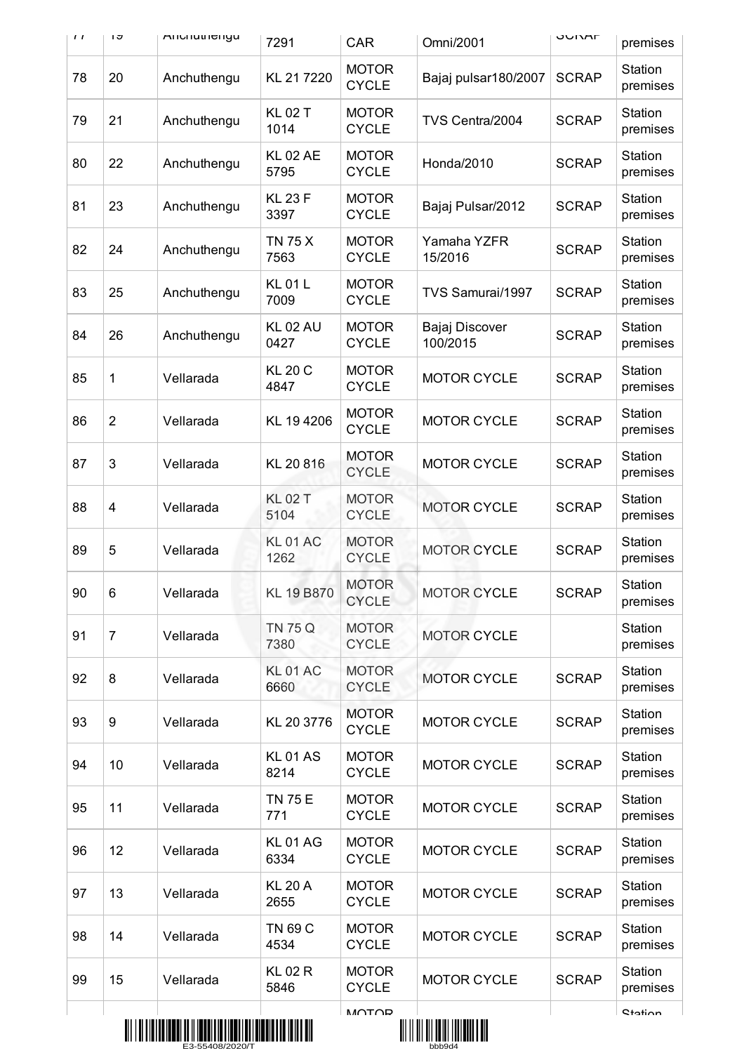| 77 | 19 | Anchuthengu | 7291 | CAR | Omni/2001 | SCRAP | premises |
|---|---|---|---|---|---|---|---|
| 78 | 20 | Anchuthengu | KL 21 7220 | MOTOR CYCLE | Bajaj pulsar180/2007 | SCRAP | Station premises |
| 79 | 21 | Anchuthengu | KL 02 T 1014 | MOTOR CYCLE | TVS Centra/2004 | SCRAP | Station premises |
| 80 | 22 | Anchuthengu | KL 02 AE 5795 | MOTOR CYCLE | Honda/2010 | SCRAP | Station premises |
| 81 | 23 | Anchuthengu | KL 23 F 3397 | MOTOR CYCLE | Bajaj Pulsar/2012 | SCRAP | Station premises |
| 82 | 24 | Anchuthengu | TN 75 X 7563 | MOTOR CYCLE | Yamaha YZFR 15/2016 | SCRAP | Station premises |
| 83 | 25 | Anchuthengu | KL 01 L 7009 | MOTOR CYCLE | TVS Samurai/1997 | SCRAP | Station premises |
| 84 | 26 | Anchuthengu | KL 02 AU 0427 | MOTOR CYCLE | Bajaj Discover 100/2015 | SCRAP | Station premises |
| 85 | 1 | Vellarada | KL 20 C 4847 | MOTOR CYCLE | MOTOR CYCLE | SCRAP | Station premises |
| 86 | 2 | Vellarada | KL 19 4206 | MOTOR CYCLE | MOTOR CYCLE | SCRAP | Station premises |
| 87 | 3 | Vellarada | KL 20 816 | MOTOR CYCLE | MOTOR CYCLE | SCRAP | Station premises |
| 88 | 4 | Vellarada | KL 02 T 5104 | MOTOR CYCLE | MOTOR CYCLE | SCRAP | Station premises |
| 89 | 5 | Vellarada | KL 01 AC 1262 | MOTOR CYCLE | MOTOR CYCLE | SCRAP | Station premises |
| 90 | 6 | Vellarada | KL 19 B870 | MOTOR CYCLE | MOTOR CYCLE | SCRAP | Station premises |
| 91 | 7 | Vellarada | TN 75 Q 7380 | MOTOR CYCLE | MOTOR CYCLE | | Station premises |
| 92 | 8 | Vellarada | KL 01 AC 6660 | MOTOR CYCLE | MOTOR CYCLE | SCRAP | Station premises |
| 93 | 9 | Vellarada | KL 20 3776 | MOTOR CYCLE | MOTOR CYCLE | SCRAP | Station premises |
| 94 | 10 | Vellarada | KL 01 AS 8214 | MOTOR CYCLE | MOTOR CYCLE | SCRAP | Station premises |
| 95 | 11 | Vellarada | TN 75 E 771 | MOTOR CYCLE | MOTOR CYCLE | SCRAP | Station premises |
| 96 | 12 | Vellarada | KL 01 AG 6334 | MOTOR CYCLE | MOTOR CYCLE | SCRAP | Station premises |
| 97 | 13 | Vellarada | KL 20 A 2655 | MOTOR CYCLE | MOTOR CYCLE | SCRAP | Station premises |
| 98 | 14 | Vellarada | TN 69 C 4534 | MOTOR CYCLE | MOTOR CYCLE | SCRAP | Station premises |
| 99 | 15 | Vellarada | KL 02 R 5846 | MOTOR CYCLE | MOTOR CYCLE | SCRAP | Station premises |
| | | | | MOTOR | | | Station |

E3-55408/2020/T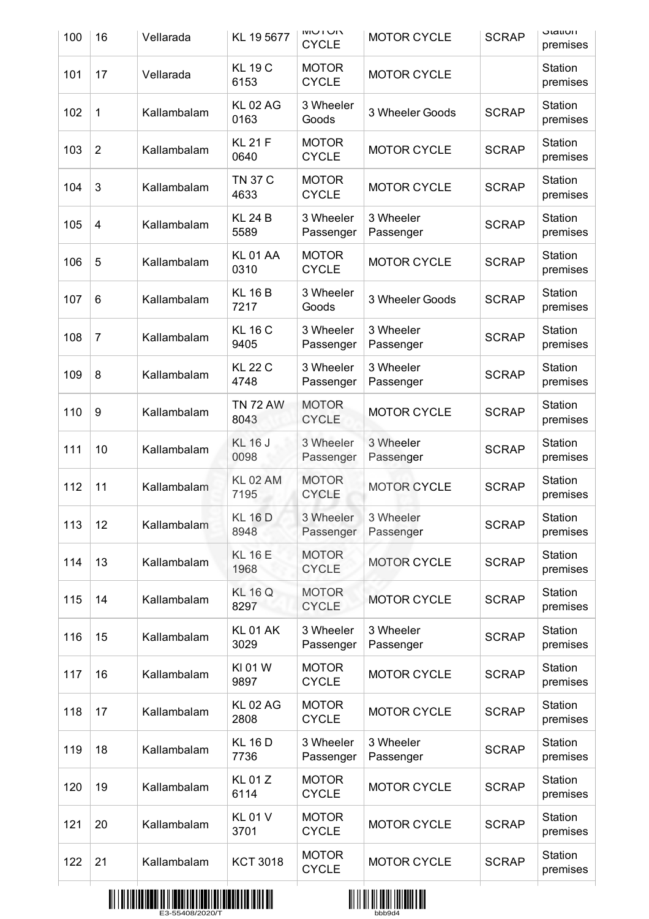| | | | | | | | |
|---|---|---|---|---|---|---|---|
| 100 | 16 | Vellarada | KL 19 5677 | MOTOR CYCLE | MOTOR CYCLE | SCRAP | Station premises |
| 101 | 17 | Vellarada | KL 19 C 6153 | MOTOR CYCLE | MOTOR CYCLE | | Station premises |
| 102 | 1 | Kallambalam | KL 02 AG 0163 | 3 Wheeler Goods | 3 Wheeler Goods | SCRAP | Station premises |
| 103 | 2 | Kallambalam | KL 21 F 0640 | MOTOR CYCLE | MOTOR CYCLE | SCRAP | Station premises |
| 104 | 3 | Kallambalam | TN 37 C 4633 | MOTOR CYCLE | MOTOR CYCLE | SCRAP | Station premises |
| 105 | 4 | Kallambalam | KL 24 B 5589 | 3 Wheeler Passenger | 3 Wheeler Passenger | SCRAP | Station premises |
| 106 | 5 | Kallambalam | KL 01 AA 0310 | MOTOR CYCLE | MOTOR CYCLE | SCRAP | Station premises |
| 107 | 6 | Kallambalam | KL 16 B 7217 | 3 Wheeler Goods | 3 Wheeler Goods | SCRAP | Station premises |
| 108 | 7 | Kallambalam | KL 16 C 9405 | 3 Wheeler Passenger | 3 Wheeler Passenger | SCRAP | Station premises |
| 109 | 8 | Kallambalam | KL 22 C 4748 | 3 Wheeler Passenger | 3 Wheeler Passenger | SCRAP | Station premises |
| 110 | 9 | Kallambalam | TN 72 AW 8043 | MOTOR CYCLE | MOTOR CYCLE | SCRAP | Station premises |
| 111 | 10 | Kallambalam | KL 16 J 0098 | 3 Wheeler Passenger | 3 Wheeler Passenger | SCRAP | Station premises |
| 112 | 11 | Kallambalam | KL 02 AM 7195 | MOTOR CYCLE | MOTOR CYCLE | SCRAP | Station premises |
| 113 | 12 | Kallambalam | KL 16 D 8948 | 3 Wheeler Passenger | 3 Wheeler Passenger | SCRAP | Station premises |
| 114 | 13 | Kallambalam | KL 16 E 1968 | MOTOR CYCLE | MOTOR CYCLE | SCRAP | Station premises |
| 115 | 14 | Kallambalam | KL 16 Q 8297 | MOTOR CYCLE | MOTOR CYCLE | SCRAP | Station premises |
| 116 | 15 | Kallambalam | KL 01 AK 3029 | 3 Wheeler Passenger | 3 Wheeler Passenger | SCRAP | Station premises |
| 117 | 16 | Kallambalam | Kl 01 W 9897 | MOTOR CYCLE | MOTOR CYCLE | SCRAP | Station premises |
| 118 | 17 | Kallambalam | KL 02 AG 2808 | MOTOR CYCLE | MOTOR CYCLE | SCRAP | Station premises |
| 119 | 18 | Kallambalam | KL 16 D 7736 | 3 Wheeler Passenger | 3 Wheeler Passenger | SCRAP | Station premises |
| 120 | 19 | Kallambalam | KL 01 Z 6114 | MOTOR CYCLE | MOTOR CYCLE | SCRAP | Station premises |
| 121 | 20 | Kallambalam | KL 01 V 3701 | MOTOR CYCLE | MOTOR CYCLE | SCRAP | Station premises |
| 122 | 21 | Kallambalam | KCT 3018 | MOTOR CYCLE | MOTOR CYCLE | SCRAP | Station premises |

E3-55408/2020/T bbb9d4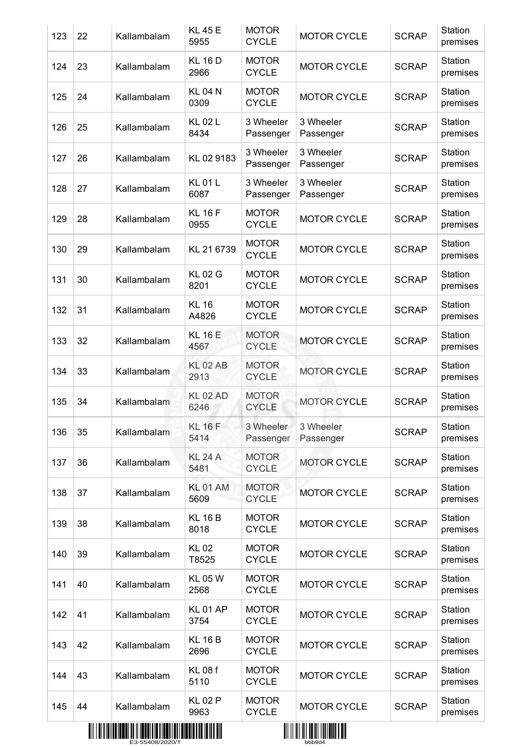| | | | | | | | |
|---|---|---|---|---|---|---|---|
| 123 | 22 | Kallambalam | KL 45 E 5955 | MOTOR CYCLE | MOTOR CYCLE | SCRAP | Station premises |
| 124 | 23 | Kallambalam | KL 16 D 2966 | MOTOR CYCLE | MOTOR CYCLE | SCRAP | Station premises |
| 125 | 24 | Kallambalam | KL 04 N 0309 | MOTOR CYCLE | MOTOR CYCLE | SCRAP | Station premises |
| 126 | 25 | Kallambalam | KL 02 L 8434 | 3 Wheeler Passenger | 3 Wheeler Passenger | SCRAP | Station premises |
| 127 | 26 | Kallambalam | KL 02 9183 | 3 Wheeler Passenger | 3 Wheeler Passenger | SCRAP | Station premises |
| 128 | 27 | Kallambalam | KL 01 L 6087 | 3 Wheeler Passenger | 3 Wheeler Passenger | SCRAP | Station premises |
| 129 | 28 | Kallambalam | KL 16 F 0955 | MOTOR CYCLE | MOTOR CYCLE | SCRAP | Station premises |
| 130 | 29 | Kallambalam | KL 21 6739 | MOTOR CYCLE | MOTOR CYCLE | SCRAP | Station premises |
| 131 | 30 | Kallambalam | KL 02 G 8201 | MOTOR CYCLE | MOTOR CYCLE | SCRAP | Station premises |
| 132 | 31 | Kallambalam | KL 16 A4826 | MOTOR CYCLE | MOTOR CYCLE | SCRAP | Station premises |
| 133 | 32 | Kallambalam | KL 16 E 4567 | MOTOR CYCLE | MOTOR CYCLE | SCRAP | Station premises |
| 134 | 33 | Kallambalam | KL 02 AB 2913 | MOTOR CYCLE | MOTOR CYCLE | SCRAP | Station premises |
| 135 | 34 | Kallambalam | KL 02 AD 6246 | MOTOR CYCLE | MOTOR CYCLE | SCRAP | Station premises |
| 136 | 35 | Kallambalam | KL 16 F 5414 | 3 Wheeler Passenger | 3 Wheeler Passenger | SCRAP | Station premises |
| 137 | 36 | Kallambalam | KL 24 A 5481 | MOTOR CYCLE | MOTOR CYCLE | SCRAP | Station premises |
| 138 | 37 | Kallambalam | KL 01 AM 5609 | MOTOR CYCLE | MOTOR CYCLE | SCRAP | Station premises |
| 139 | 38 | Kallambalam | KL 16 B 8018 | MOTOR CYCLE | MOTOR CYCLE | SCRAP | Station premises |
| 140 | 39 | Kallambalam | KL 02 T8525 | MOTOR CYCLE | MOTOR CYCLE | SCRAP | Station premises |
| 141 | 40 | Kallambalam | KL 05 W 2568 | MOTOR CYCLE | MOTOR CYCLE | SCRAP | Station premises |
| 142 | 41 | Kallambalam | KL 01 AP 3754 | MOTOR CYCLE | MOTOR CYCLE | SCRAP | Station premises |
| 143 | 42 | Kallambalam | KL 16 B 2696 | MOTOR CYCLE | MOTOR CYCLE | SCRAP | Station premises |
| 144 | 43 | Kallambalam | KL 08 f 5110 | MOTOR CYCLE | MOTOR CYCLE | SCRAP | Station premises |
| 145 | 44 | Kallambalam | KL 02 P 9963 | MOTOR CYCLE | MOTOR CYCLE | SCRAP | Station premises |

E3-55408/2020/T

bbb9d4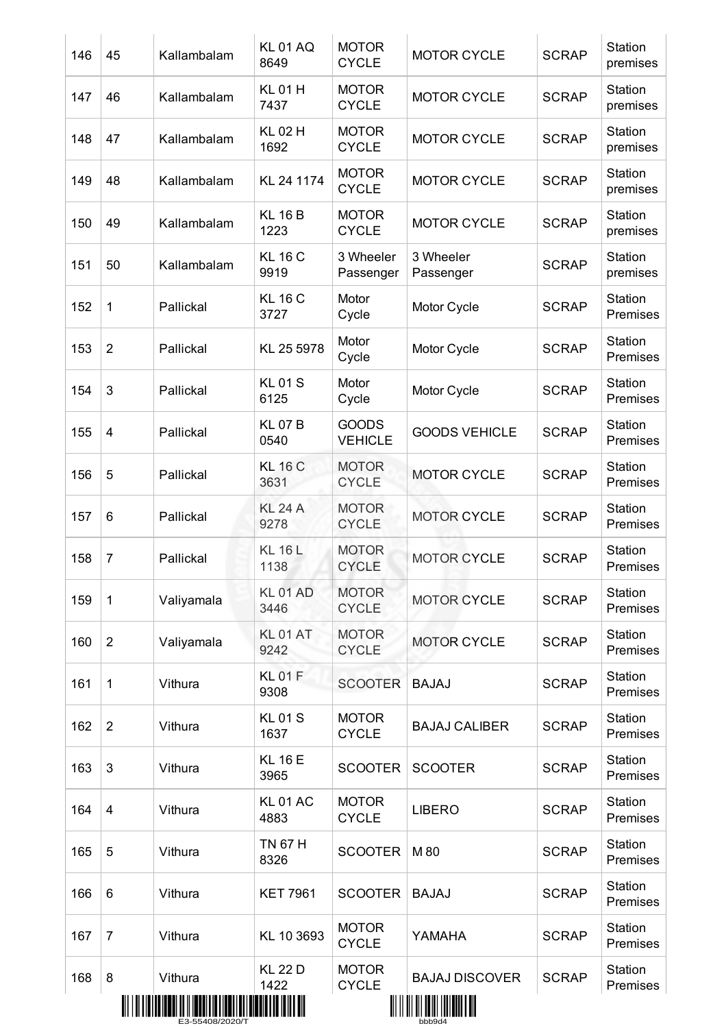| | | | | | | | |
|---|---|---|---|---|---|---|---|
| 146 | 45 | Kallambalam | KL 01 AQ 8649 | MOTOR CYCLE | MOTOR CYCLE | SCRAP | Station premises |
| 147 | 46 | Kallambalam | KL 01 H 7437 | MOTOR CYCLE | MOTOR CYCLE | SCRAP | Station premises |
| 148 | 47 | Kallambalam | KL 02 H 1692 | MOTOR CYCLE | MOTOR CYCLE | SCRAP | Station premises |
| 149 | 48 | Kallambalam | KL 24 1174 | MOTOR CYCLE | MOTOR CYCLE | SCRAP | Station premises |
| 150 | 49 | Kallambalam | KL 16 B 1223 | MOTOR CYCLE | MOTOR CYCLE | SCRAP | Station premises |
| 151 | 50 | Kallambalam | KL 16 C 9919 | 3 Wheeler Passenger | 3 Wheeler Passenger | SCRAP | Station premises |
| 152 | 1 | Pallickal | KL 16 C 3727 | Motor Cycle | Motor Cycle | SCRAP | Station Premises |
| 153 | 2 | Pallickal | KL 25 5978 | Motor Cycle | Motor Cycle | SCRAP | Station Premises |
| 154 | 3 | Pallickal | KL 01 S 6125 | Motor Cycle | Motor Cycle | SCRAP | Station Premises |
| 155 | 4 | Pallickal | KL 07 B 0540 | GOODS VEHICLE | GOODS VEHICLE | SCRAP | Station Premises |
| 156 | 5 | Pallickal | KL 16 C 3631 | MOTOR CYCLE | MOTOR CYCLE | SCRAP | Station Premises |
| 157 | 6 | Pallickal | KL 24 A 9278 | MOTOR CYCLE | MOTOR CYCLE | SCRAP | Station Premises |
| 158 | 7 | Pallickal | KL 16 L 1138 | MOTOR CYCLE | MOTOR CYCLE | SCRAP | Station Premises |
| 159 | 1 | Valiyamala | KL 01 AD 3446 | MOTOR CYCLE | MOTOR CYCLE | SCRAP | Station Premises |
| 160 | 2 | Valiyamala | KL 01 AT 9242 | MOTOR CYCLE | MOTOR CYCLE | SCRAP | Station Premises |
| 161 | 1 | Vithura | KL 01 F 9308 | SCOOTER | BAJAJ | SCRAP | Station Premises |
| 162 | 2 | Vithura | KL 01 S 1637 | MOTOR CYCLE | BAJAJ CALIBER | SCRAP | Station Premises |
| 163 | 3 | Vithura | KL 16 E 3965 | SCOOTER | SCOOTER | SCRAP | Station Premises |
| 164 | 4 | Vithura | KL 01 AC 4883 | MOTOR CYCLE | LIBERO | SCRAP | Station Premises |
| 165 | 5 | Vithura | TN 67 H 8326 | SCOOTER | M 80 | SCRAP | Station Premises |
| 166 | 6 | Vithura | KET 7961 | SCOOTER | BAJAJ | SCRAP | Station Premises |
| 167 | 7 | Vithura | KL 10 3693 | MOTOR CYCLE | YAMAHA | SCRAP | Station Premises |
| 168 | 8 | Vithura | KL 22 D 1422 | MOTOR CYCLE | BAJAJ DISCOVER | SCRAP | Station Premises |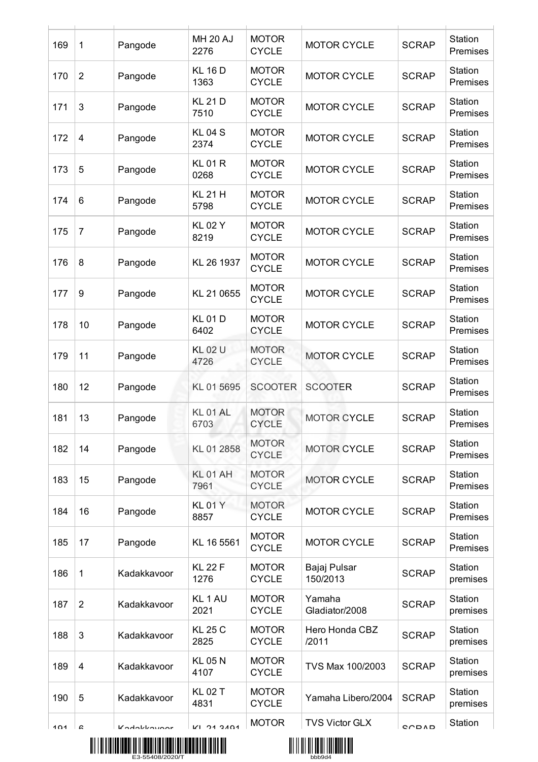| | | | | | | | |
|---|---|---|---|---|---|---|---|
| 169 | 1 | Pangode | MH 20 AJ 2276 | MOTOR CYCLE | MOTOR CYCLE | SCRAP | Station Premises |
| 170 | 2 | Pangode | KL 16 D 1363 | MOTOR CYCLE | MOTOR CYCLE | SCRAP | Station Premises |
| 171 | 3 | Pangode | KL 21 D 7510 | MOTOR CYCLE | MOTOR CYCLE | SCRAP | Station Premises |
| 172 | 4 | Pangode | KL 04 S 2374 | MOTOR CYCLE | MOTOR CYCLE | SCRAP | Station Premises |
| 173 | 5 | Pangode | KL 01 R 0268 | MOTOR CYCLE | MOTOR CYCLE | SCRAP | Station Premises |
| 174 | 6 | Pangode | KL 21 H 5798 | MOTOR CYCLE | MOTOR CYCLE | SCRAP | Station Premises |
| 175 | 7 | Pangode | KL 02 Y 8219 | MOTOR CYCLE | MOTOR CYCLE | SCRAP | Station Premises |
| 176 | 8 | Pangode | KL 26 1937 | MOTOR CYCLE | MOTOR CYCLE | SCRAP | Station Premises |
| 177 | 9 | Pangode | KL 21 0655 | MOTOR CYCLE | MOTOR CYCLE | SCRAP | Station Premises |
| 178 | 10 | Pangode | KL 01 D 6402 | MOTOR CYCLE | MOTOR CYCLE | SCRAP | Station Premises |
| 179 | 11 | Pangode | KL 02 U 4726 | MOTOR CYCLE | MOTOR CYCLE | SCRAP | Station Premises |
| 180 | 12 | Pangode | KL 01 5695 | SCOOTER | SCOOTER | SCRAP | Station Premises |
| 181 | 13 | Pangode | KL 01 AL 6703 | MOTOR CYCLE | MOTOR CYCLE | SCRAP | Station Premises |
| 182 | 14 | Pangode | KL 01 2858 | MOTOR CYCLE | MOTOR CYCLE | SCRAP | Station Premises |
| 183 | 15 | Pangode | KL 01 AH 7961 | MOTOR CYCLE | MOTOR CYCLE | SCRAP | Station Premises |
| 184 | 16 | Pangode | KL 01 Y 8857 | MOTOR CYCLE | MOTOR CYCLE | SCRAP | Station Premises |
| 185 | 17 | Pangode | KL 16 5561 | MOTOR CYCLE | MOTOR CYCLE | SCRAP | Station Premises |
| 186 | 1 | Kadakkavoor | KL 22 F 1276 | MOTOR CYCLE | Bajaj Pulsar 150/2013 | SCRAP | Station premises |
| 187 | 2 | Kadakkavoor | KL 1 AU 2021 | MOTOR CYCLE | Yamaha Gladiator/2008 | SCRAP | Station premises |
| 188 | 3 | Kadakkavoor | KL 25 C 2825 | MOTOR CYCLE | Hero Honda CBZ /2011 | SCRAP | Station premises |
| 189 | 4 | Kadakkavoor | KL 05 N 4107 | MOTOR CYCLE | TVS Max 100/2003 | SCRAP | Station premises |
| 190 | 5 | Kadakkavoor | KL 02 T 4831 | MOTOR CYCLE | Yamaha Libero/2004 | SCRAP | Station premises |
| 191 | 6 | Kadakkavoor | KL 21 3491 | MOTOR | TVS Victor GLX | SCRAP | Station |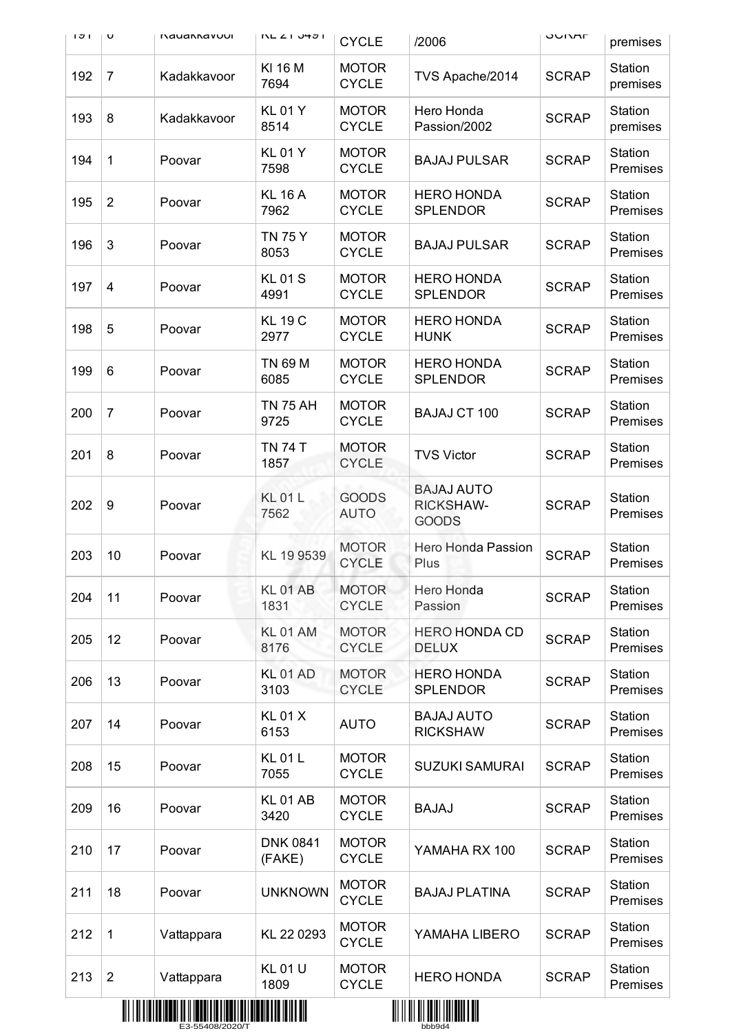| 191 | 6 | Kadakkavoor | KL 21 3491 | CYCLE | /2006 | SCRAP | premises |
|---|---|---|---|---|---|---|---|
| 192 | 7 | Kadakkavoor | Kl 16 M 7694 | MOTOR CYCLE | TVS Apache/2014 | SCRAP | Station premises |
| 193 | 8 | Kadakkavoor | KL 01 Y 8514 | MOTOR CYCLE | Hero Honda Passion/2002 | SCRAP | Station premises |
| 194 | 1 | Poovar | KL 01 Y 7598 | MOTOR CYCLE | BAJAJ PULSAR | SCRAP | Station Premises |
| 195 | 2 | Poovar | KL 16 A 7962 | MOTOR CYCLE | HERO HONDA SPLENDOR | SCRAP | Station Premises |
| 196 | 3 | Poovar | TN 75 Y 8053 | MOTOR CYCLE | BAJAJ PULSAR | SCRAP | Station Premises |
| 197 | 4 | Poovar | KL 01 S 4991 | MOTOR CYCLE | HERO HONDA SPLENDOR | SCRAP | Station Premises |
| 198 | 5 | Poovar | KL 19 C 2977 | MOTOR CYCLE | HERO HONDA HUNK | SCRAP | Station Premises |
| 199 | 6 | Poovar | TN 69 M 6085 | MOTOR CYCLE | HERO HONDA SPLENDOR | SCRAP | Station Premises |
| 200 | 7 | Poovar | TN 75 AH 9725 | MOTOR CYCLE | BAJAJ CT 100 | SCRAP | Station Premises |
| 201 | 8 | Poovar | TN 74 T 1857 | MOTOR CYCLE | TVS Victor | SCRAP | Station Premises |
| 202 | 9 | Poovar | KL 01 L 7562 | GOODS AUTO | BAJAJ AUTO RICKSHAW-GOODS | SCRAP | Station Premises |
| 203 | 10 | Poovar | KL 19 9539 | MOTOR CYCLE | Hero Honda Passion Plus | SCRAP | Station Premises |
| 204 | 11 | Poovar | KL 01 AB 1831 | MOTOR CYCLE | Hero Honda Passion | SCRAP | Station Premises |
| 205 | 12 | Poovar | KL 01 AM 8176 | MOTOR CYCLE | HERO HONDA CD DELUX | SCRAP | Station Premises |
| 206 | 13 | Poovar | KL 01 AD 3103 | MOTOR CYCLE | HERO HONDA SPLENDOR | SCRAP | Station Premises |
| 207 | 14 | Poovar | KL 01 X 6153 | AUTO | BAJAJ AUTO RICKSHAW | SCRAP | Station Premises |
| 208 | 15 | Poovar | KL 01 L 7055 | MOTOR CYCLE | SUZUKI SAMURAI | SCRAP | Station Premises |
| 209 | 16 | Poovar | KL 01 AB 3420 | MOTOR CYCLE | BAJAJ | SCRAP | Station Premises |
| 210 | 17 | Poovar | DNK 0841 (FAKE) | MOTOR CYCLE | YAMAHA RX 100 | SCRAP | Station Premises |
| 211 | 18 | Poovar | UNKNOWN | MOTOR CYCLE | BAJAJ PLATINA | SCRAP | Station Premises |
| 212 | 1 | Vattappara | KL 22 0293 | MOTOR CYCLE | YAMAHA LIBERO | SCRAP | Station Premises |
| 213 | 2 | Vattappara | KL 01 U 1809 | MOTOR CYCLE | HERO HONDA | SCRAP | Station Premises |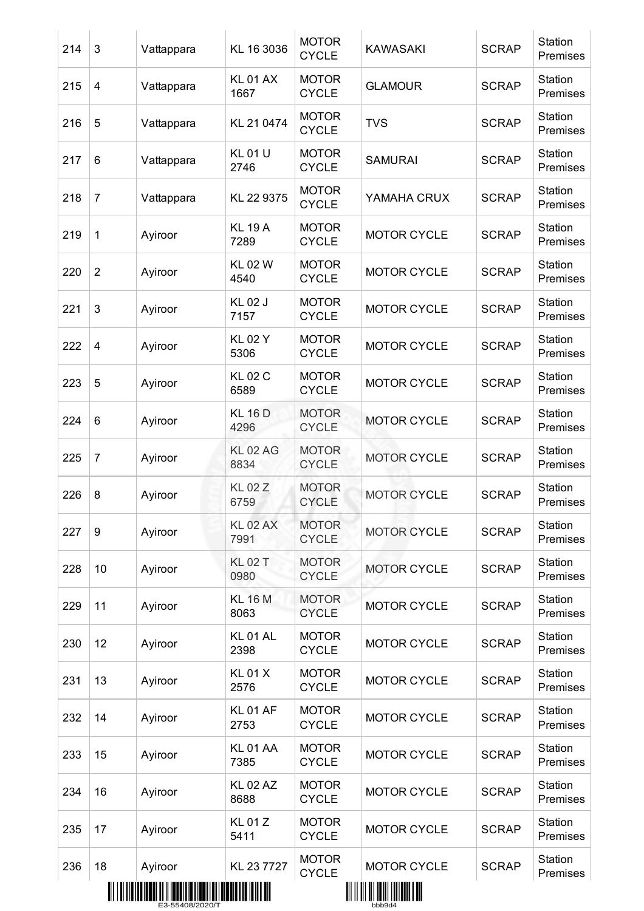| 214 | 3 | Vattappara | KL 16 3036 | MOTOR CYCLE | KAWASAKI | SCRAP | Station Premises |
|---|---|---|---|---|---|---|---|
| 215 | 4 | Vattappara | KL 01 AX 1667 | MOTOR CYCLE | GLAMOUR | SCRAP | Station Premises |
| 216 | 5 | Vattappara | KL 21 0474 | MOTOR CYCLE | TVS | SCRAP | Station Premises |
| 217 | 6 | Vattappara | KL 01 U 2746 | MOTOR CYCLE | SAMURAI | SCRAP | Station Premises |
| 218 | 7 | Vattappara | KL 22 9375 | MOTOR CYCLE | YAMAHA CRUX | SCRAP | Station Premises |
| 219 | 1 | Ayiroor | KL 19 A 7289 | MOTOR CYCLE | MOTOR CYCLE | SCRAP | Station Premises |
| 220 | 2 | Ayiroor | KL 02 W 4540 | MOTOR CYCLE | MOTOR CYCLE | SCRAP | Station Premises |
| 221 | 3 | Ayiroor | KL 02 J 7157 | MOTOR CYCLE | MOTOR CYCLE | SCRAP | Station Premises |
| 222 | 4 | Ayiroor | KL 02 Y 5306 | MOTOR CYCLE | MOTOR CYCLE | SCRAP | Station Premises |
| 223 | 5 | Ayiroor | KL 02 C 6589 | MOTOR CYCLE | MOTOR CYCLE | SCRAP | Station Premises |
| 224 | 6 | Ayiroor | KL 16 D 4296 | MOTOR CYCLE | MOTOR CYCLE | SCRAP | Station Premises |
| 225 | 7 | Ayiroor | KL 02 AG 8834 | MOTOR CYCLE | MOTOR CYCLE | SCRAP | Station Premises |
| 226 | 8 | Ayiroor | KL 02 Z 6759 | MOTOR CYCLE | MOTOR CYCLE | SCRAP | Station Premises |
| 227 | 9 | Ayiroor | KL 02 AX 7991 | MOTOR CYCLE | MOTOR CYCLE | SCRAP | Station Premises |
| 228 | 10 | Ayiroor | KL 02 T 0980 | MOTOR CYCLE | MOTOR CYCLE | SCRAP | Station Premises |
| 229 | 11 | Ayiroor | KL 16 M 8063 | MOTOR CYCLE | MOTOR CYCLE | SCRAP | Station Premises |
| 230 | 12 | Ayiroor | KL 01 AL 2398 | MOTOR CYCLE | MOTOR CYCLE | SCRAP | Station Premises |
| 231 | 13 | Ayiroor | KL 01 X 2576 | MOTOR CYCLE | MOTOR CYCLE | SCRAP | Station Premises |
| 232 | 14 | Ayiroor | KL 01 AF 2753 | MOTOR CYCLE | MOTOR CYCLE | SCRAP | Station Premises |
| 233 | 15 | Ayiroor | KL 01 AA 7385 | MOTOR CYCLE | MOTOR CYCLE | SCRAP | Station Premises |
| 234 | 16 | Ayiroor | KL 02 AZ 8688 | MOTOR CYCLE | MOTOR CYCLE | SCRAP | Station Premises |
| 235 | 17 | Ayiroor | KL 01 Z 5411 | MOTOR CYCLE | MOTOR CYCLE | SCRAP | Station Premises |
| 236 | 18 | Ayiroor | KL 23 7727 | MOTOR CYCLE | MOTOR CYCLE | SCRAP | Station Premises |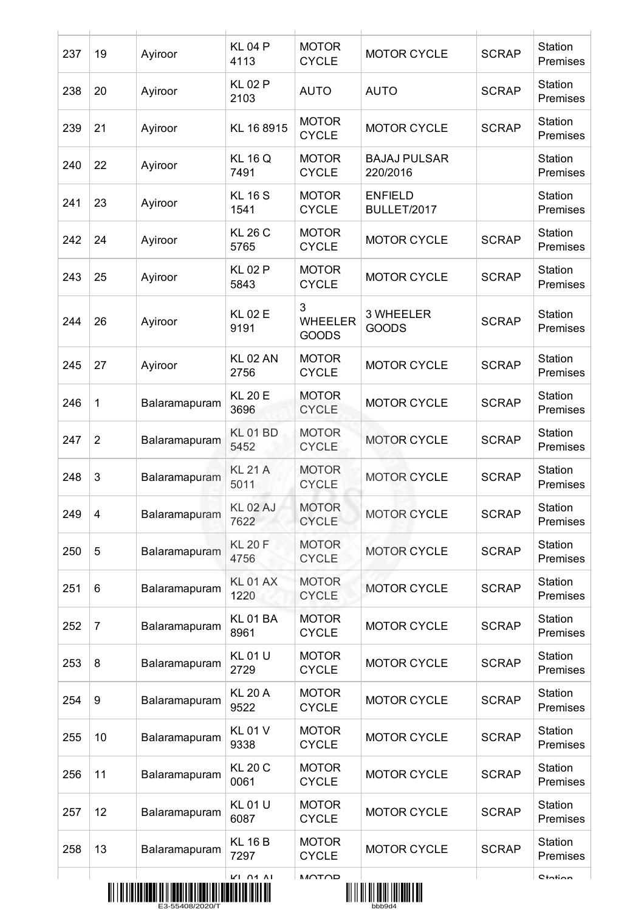| 237 | 19 | Ayiroor | KL 04 P 4113 | MOTOR CYCLE | MOTOR CYCLE | SCRAP | Station Premises |
|---|---|---|---|---|---|---|---|
| 238 | 20 | Ayiroor | KL 02 P 2103 | AUTO | AUTO | SCRAP | Station Premises |
| 239 | 21 | Ayiroor | KL 16 8915 | MOTOR CYCLE | MOTOR CYCLE | SCRAP | Station Premises |
| 240 | 22 | Ayiroor | KL 16 Q 7491 | MOTOR CYCLE | BAJAJ PULSAR 220/2016 | | Station Premises |
| 241 | 23 | Ayiroor | KL 16 S 1541 | MOTOR CYCLE | ENFIELD BULLET/2017 | | Station Premises |
| 242 | 24 | Ayiroor | KL 26 C 5765 | MOTOR CYCLE | MOTOR CYCLE | SCRAP | Station Premises |
| 243 | 25 | Ayiroor | KL 02 P 5843 | MOTOR CYCLE | MOTOR CYCLE | SCRAP | Station Premises |
| 244 | 26 | Ayiroor | KL 02 E 9191 | 3 WHEELER GOODS | 3 WHEELER GOODS | SCRAP | Station Premises |
| 245 | 27 | Ayiroor | KL 02 AN 2756 | MOTOR CYCLE | MOTOR CYCLE | SCRAP | Station Premises |
| 246 | 1 | Balaramapuram | KL 20 E 3696 | MOTOR CYCLE | MOTOR CYCLE | SCRAP | Station Premises |
| 247 | 2 | Balaramapuram | KL 01 BD 5452 | MOTOR CYCLE | MOTOR CYCLE | SCRAP | Station Premises |
| 248 | 3 | Balaramapuram | KL 21 A 5011 | MOTOR CYCLE | MOTOR CYCLE | SCRAP | Station Premises |
| 249 | 4 | Balaramapuram | KL 02 AJ 7622 | MOTOR CYCLE | MOTOR CYCLE | SCRAP | Station Premises |
| 250 | 5 | Balaramapuram | KL 20 F 4756 | MOTOR CYCLE | MOTOR CYCLE | SCRAP | Station Premises |
| 251 | 6 | Balaramapuram | KL 01 AX 1220 | MOTOR CYCLE | MOTOR CYCLE | SCRAP | Station Premises |
| 252 | 7 | Balaramapuram | KL 01 BA 8961 | MOTOR CYCLE | MOTOR CYCLE | SCRAP | Station Premises |
| 253 | 8 | Balaramapuram | KL 01 U 2729 | MOTOR CYCLE | MOTOR CYCLE | SCRAP | Station Premises |
| 254 | 9 | Balaramapuram | KL 20 A 9522 | MOTOR CYCLE | MOTOR CYCLE | SCRAP | Station Premises |
| 255 | 10 | Balaramapuram | KL 01 V 9338 | MOTOR CYCLE | MOTOR CYCLE | SCRAP | Station Premises |
| 256 | 11 | Balaramapuram | KL 20 C 0061 | MOTOR CYCLE | MOTOR CYCLE | SCRAP | Station Premises |
| 257 | 12 | Balaramapuram | KL 01 U 6087 | MOTOR CYCLE | MOTOR CYCLE | SCRAP | Station Premises |
| 258 | 13 | Balaramapuram | KL 16 B 7297 | MOTOR CYCLE | MOTOR CYCLE | SCRAP | Station Premises |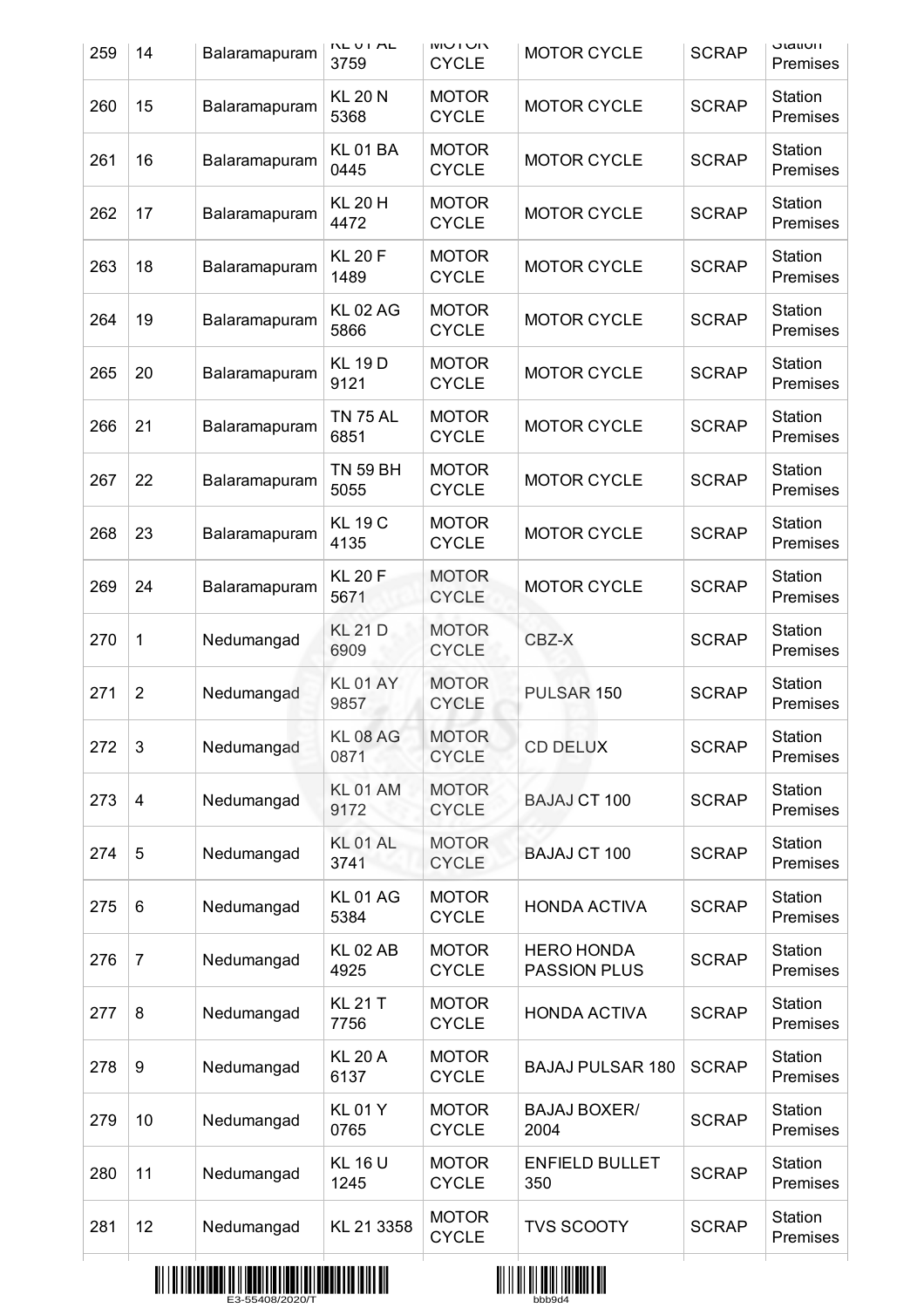| 259 | 14 | Balaramapuram | KL 01 AL 3759 | MOTOR CYCLE | MOTOR CYCLE | SCRAP | Station Premises |
|---|---|---|---|---|---|---|---|
| 260 | 15 | Balaramapuram | KL 20 N 5368 | MOTOR CYCLE | MOTOR CYCLE | SCRAP | Station Premises |
| 261 | 16 | Balaramapuram | KL 01 BA 0445 | MOTOR CYCLE | MOTOR CYCLE | SCRAP | Station Premises |
| 262 | 17 | Balaramapuram | KL 20 H 4472 | MOTOR CYCLE | MOTOR CYCLE | SCRAP | Station Premises |
| 263 | 18 | Balaramapuram | KL 20 F 1489 | MOTOR CYCLE | MOTOR CYCLE | SCRAP | Station Premises |
| 264 | 19 | Balaramapuram | KL 02 AG 5866 | MOTOR CYCLE | MOTOR CYCLE | SCRAP | Station Premises |
| 265 | 20 | Balaramapuram | KL 19 D 9121 | MOTOR CYCLE | MOTOR CYCLE | SCRAP | Station Premises |
| 266 | 21 | Balaramapuram | TN 75 AL 6851 | MOTOR CYCLE | MOTOR CYCLE | SCRAP | Station Premises |
| 267 | 22 | Balaramapuram | TN 59 BH 5055 | MOTOR CYCLE | MOTOR CYCLE | SCRAP | Station Premises |
| 268 | 23 | Balaramapuram | KL 19 C 4135 | MOTOR CYCLE | MOTOR CYCLE | SCRAP | Station Premises |
| 269 | 24 | Balaramapuram | KL 20 F 5671 | MOTOR CYCLE | MOTOR CYCLE | SCRAP | Station Premises |
| 270 | 1 | Nedumangad | KL 21 D 6909 | MOTOR CYCLE | CBZ-X | SCRAP | Station Premises |
| 271 | 2 | Nedumangad | KL 01 AY 9857 | MOTOR CYCLE | PULSAR 150 | SCRAP | Station Premises |
| 272 | 3 | Nedumangad | KL 08 AG 0871 | MOTOR CYCLE | CD DELUX | SCRAP | Station Premises |
| 273 | 4 | Nedumangad | KL 01 AM 9172 | MOTOR CYCLE | BAJAJ CT 100 | SCRAP | Station Premises |
| 274 | 5 | Nedumangad | KL 01 AL 3741 | MOTOR CYCLE | BAJAJ CT 100 | SCRAP | Station Premises |
| 275 | 6 | Nedumangad | KL 01 AG 5384 | MOTOR CYCLE | HONDA ACTIVA | SCRAP | Station Premises |
| 276 | 7 | Nedumangad | KL 02 AB 4925 | MOTOR CYCLE | HERO HONDA PASSION PLUS | SCRAP | Station Premises |
| 277 | 8 | Nedumangad | KL 21 T 7756 | MOTOR CYCLE | HONDA ACTIVA | SCRAP | Station Premises |
| 278 | 9 | Nedumangad | KL 20 A 6137 | MOTOR CYCLE | BAJAJ PULSAR 180 | SCRAP | Station Premises |
| 279 | 10 | Nedumangad | KL 01 Y 0765 | MOTOR CYCLE | BAJAJ BOXER/ 2004 | SCRAP | Station Premises |
| 280 | 11 | Nedumangad | KL 16 U 1245 | MOTOR CYCLE | ENFIELD BULLET 350 | SCRAP | Station Premises |
| 281 | 12 | Nedumangad | KL 21 3358 | MOTOR CYCLE | TVS SCOOTY | SCRAP | Station Premises |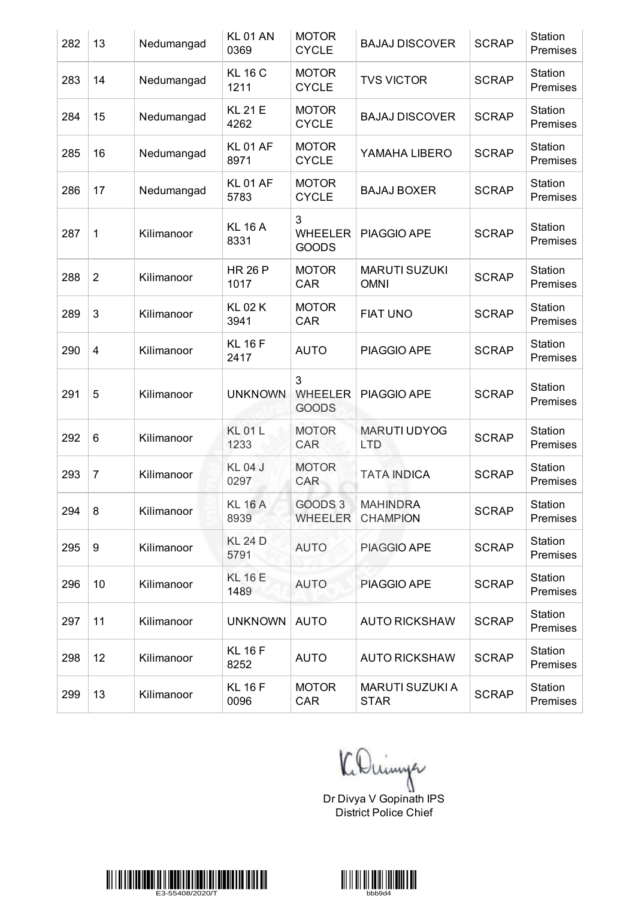| 282 | 13 | Nedumangad | KL 01 AN 0369 | MOTOR CYCLE | BAJAJ DISCOVER | SCRAP | Station Premises |
|---|---|---|---|---|---|---|---|
| 283 | 14 | Nedumangad | KL 16 C 1211 | MOTOR CYCLE | TVS VICTOR | SCRAP | Station Premises |
| 284 | 15 | Nedumangad | KL 21 E 4262 | MOTOR CYCLE | BAJAJ DISCOVER | SCRAP | Station Premises |
| 285 | 16 | Nedumangad | KL 01 AF 8971 | MOTOR CYCLE | YAMAHA LIBERO | SCRAP | Station Premises |
| 286 | 17 | Nedumangad | KL 01 AF 5783 | MOTOR CYCLE | BAJAJ BOXER | SCRAP | Station Premises |
| 287 | 1 | Kilimanoor | KL 16 A 8331 | 3 WHEELER GOODS | PIAGGIO APE | SCRAP | Station Premises |
| 288 | 2 | Kilimanoor | HR 26 P 1017 | MOTOR CAR | MARUTI SUZUKI OMNI | SCRAP | Station Premises |
| 289 | 3 | Kilimanoor | KL 02 K 3941 | MOTOR CAR | FIAT UNO | SCRAP | Station Premises |
| 290 | 4 | Kilimanoor | KL 16 F 2417 | AUTO | PIAGGIO APE | SCRAP | Station Premises |
| 291 | 5 | Kilimanoor | UNKNOWN | 3 WHEELER GOODS | PIAGGIO APE | SCRAP | Station Premises |
| 292 | 6 | Kilimanoor | KL 01 L 1233 | MOTOR CAR | MARUTI UDYOG LTD | SCRAP | Station Premises |
| 293 | 7 | Kilimanoor | KL 04 J 0297 | MOTOR CAR | TATA INDICA | SCRAP | Station Premises |
| 294 | 8 | Kilimanoor | KL 16 A 8939 | GOODS 3 WHEELER | MAHINDRA CHAMPION | SCRAP | Station Premises |
| 295 | 9 | Kilimanoor | KL 24 D 5791 | AUTO | PIAGGIO APE | SCRAP | Station Premises |
| 296 | 10 | Kilimanoor | KL 16 E 1489 | AUTO | PIAGGIO APE | SCRAP | Station Premises |
| 297 | 11 | Kilimanoor | UNKNOWN | AUTO | AUTO RICKSHAW | SCRAP | Station Premises |
| 298 | 12 | Kilimanoor | KL 16 F 8252 | AUTO | AUTO RICKSHAW | SCRAP | Station Premises |
| 299 | 13 | Kilimanoor | KL 16 F 0096 | MOTOR CAR | MARUTI SUZUKI A STAR | SCRAP | Station Premises |

Dr Divya V Gopinath IPS
District Police Chief

E3-55408/2020/T

bbb9d4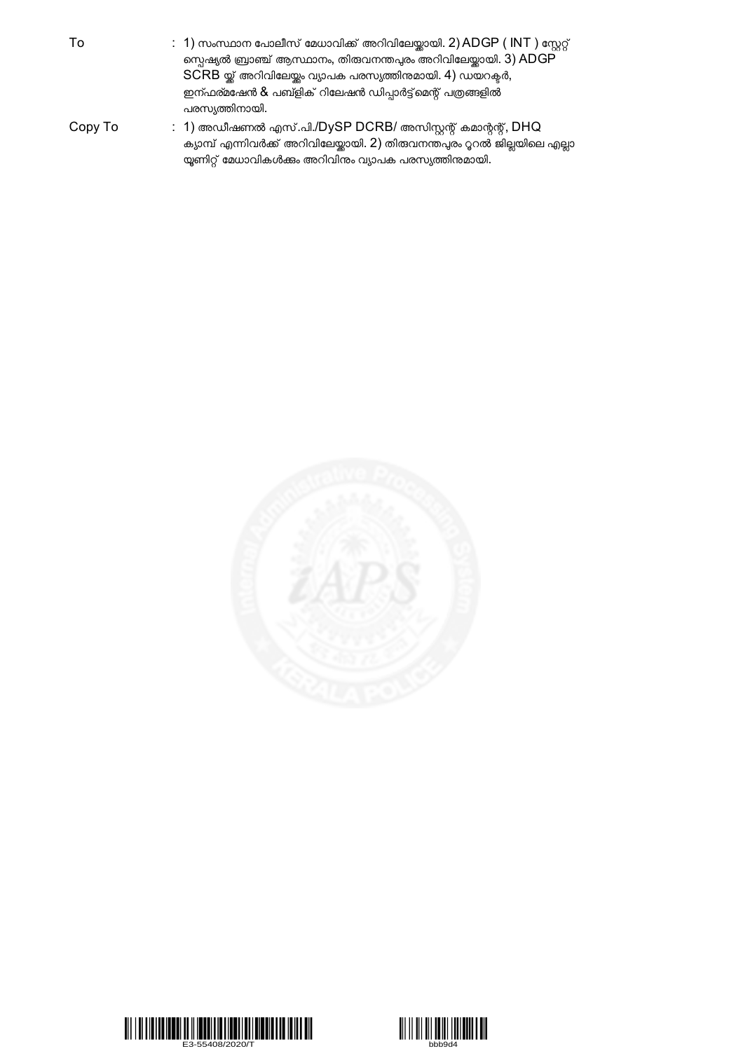| | | |
|---|---|---|
| To | : | 1) സംസ്ഥാന പോലീസ് മേധാവിക്ക് അറിവിലേയ്ക്കായി. 2) ADGP ( INT ) സ്റ്റേറ്റ് സ്പെഷ്യൽ ബ്രാഞ്ച് ആസ്ഥാനം, തിരുവനന്തപുരം അറിവിലേയ്ക്കായി. 3) ADGP SCRB യ്ക്ക് അറിവിലേയ്ക്കും വ്യാപക പരസ്യത്തിനുമായി. 4) ഡയറക്ടർ, ഇൻഫർമേഷൻ & പബ്ളിക് റിലേഷൻ ഡിപ്പാർട്ട്മെന്റ് പത്രങ്ങളിൽ പരസ്യത്തിനായി. |
| Copy To | : | 1) അഡീഷണൽ എസ്.പി./DySP DCRB/ അസിസ്റ്റന്റ് കമാന്റന്റ്, DHQ ക്യാമ്പ് എന്നിവർക്ക് അറിവിലേയ്ക്കായി. 2) തിരുവനന്തപുരം റൂറൽ ജില്ലയിലെ എല്ലാ യൂണിറ്റ് മേധാവികൾക്കും അറിവിനും വ്യാപക പരസ്യത്തിനുമായി. |

E3-55408/2020/T

bbb9d4